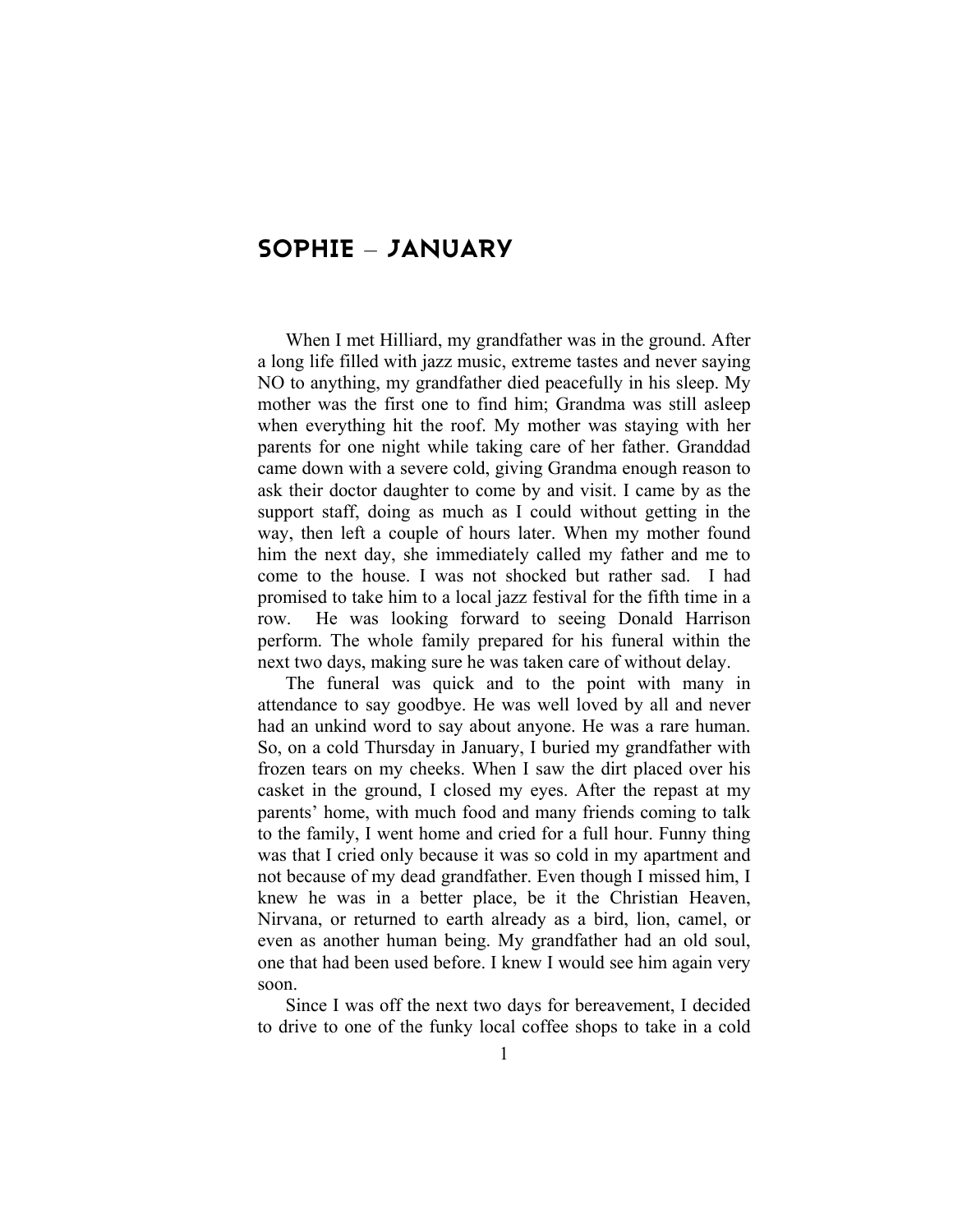# SOPHIE – JANUARY

When I met Hilliard, my grandfather was in the ground. After a long life filled with jazz music, extreme tastes and never saying NO to anything, my grandfather died peacefully in his sleep. My mother was the first one to find him; Grandma was still asleep when everything hit the roof. My mother was staying with her parents for one night while taking care of her father. Granddad came down with a severe cold, giving Grandma enough reason to ask their doctor daughter to come by and visit. I came by as the support staff, doing as much as I could without getting in the way, then left a couple of hours later. When my mother found him the next day, she immediately called my father and me to come to the house. I was not shocked but rather sad. I had promised to take him to a local jazz festival for the fifth time in a row. He was looking forward to seeing Donald Harrison perform. The whole family prepared for his funeral within the next two days, making sure he was taken care of without delay.

The funeral was quick and to the point with many in attendance to say goodbye. He was well loved by all and never had an unkind word to say about anyone. He was a rare human. So, on a cold Thursday in January, I buried my grandfather with frozen tears on my cheeks. When I saw the dirt placed over his casket in the ground, I closed my eyes. After the repast at my parents' home, with much food and many friends coming to talk to the family, I went home and cried for a full hour. Funny thing was that I cried only because it was so cold in my apartment and not because of my dead grandfather. Even though I missed him, I knew he was in a better place, be it the Christian Heaven, Nirvana, or returned to earth already as a bird, lion, camel, or even as another human being. My grandfather had an old soul, one that had been used before. I knew I would see him again very soon.

Since I was off the next two days for bereavement, I decided to drive to one of the funky local coffee shops to take in a cold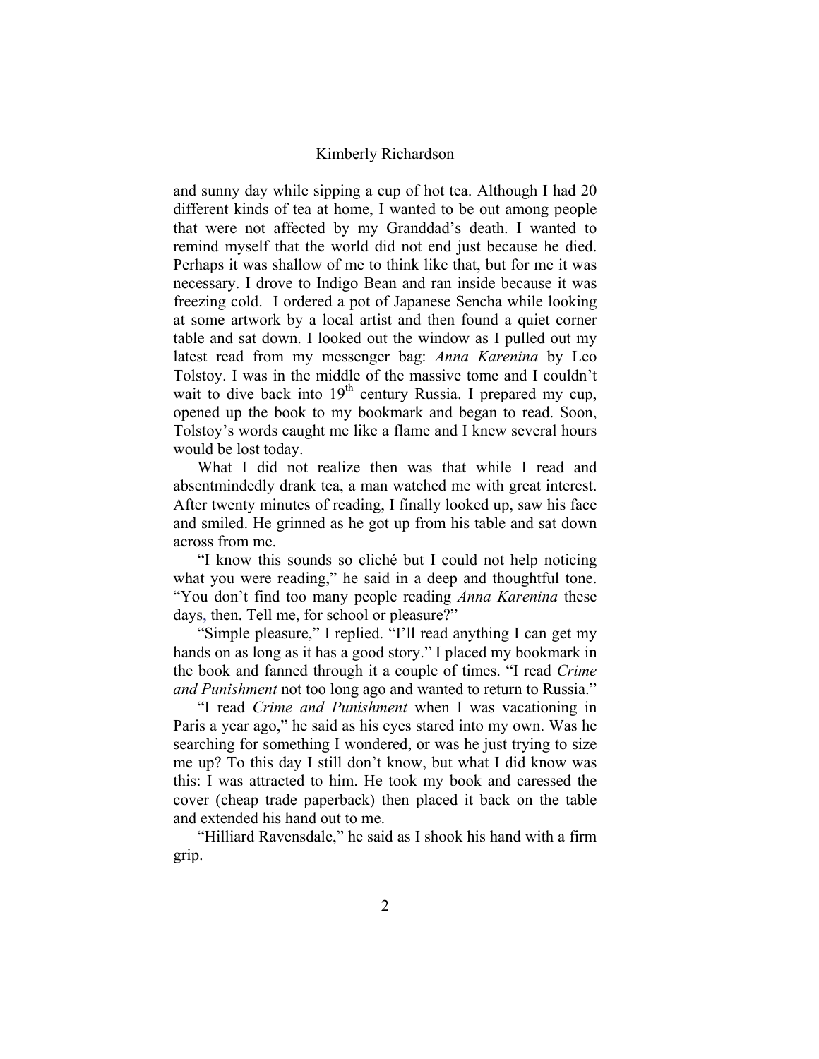and sunny day while sipping a cup of hot tea. Although I had 20 different kinds of tea at home, I wanted to be out among people that were not affected by my Granddad's death. I wanted to remind myself that the world did not end just because he died. Perhaps it was shallow of me to think like that, but for me it was necessary. I drove to Indigo Bean and ran inside because it was freezing cold.  I ordered a pot of Japanese Sencha while looking at some artwork by a local artist and then found a quiet corner table and sat down. I looked out the window as I pulled out my latest read from my messenger bag: *Anna Karenina* by Leo Tolstoy. I was in the middle of the massive tome and I couldn't wait to dive back into 19th century Russia. I prepared my cup, opened up the book to my bookmark and began to read. Soon, Tolstoy's words caught me like a flame and I knew several hours would be lost today.

What I did not realize then was that while I read and absentmindedly drank tea, a man watched me with great interest. After twenty minutes of reading, I finally looked up, saw his face and smiled. He grinned as he got up from his table and sat down across from me.

"I know this sounds so cliché but I could not help noticing what you were reading," he said in a deep and thoughtful tone. "You don't find too many people reading *Anna Karenina* these days, then. Tell me, for school or pleasure?"

"Simple pleasure," I replied. "I'll read anything I can get my hands on as long as it has a good story." I placed my bookmark in the book and fanned through it a couple of times. "I read *Crime and Punishment* not too long ago and wanted to return to Russia."

"I read *Crime and Punishment* when I was vacationing in Paris a year ago," he said as his eyes stared into my own. Was he searching for something I wondered, or was he just trying to size me up? To this day I still don't know, but what I did know was this: I was attracted to him. He took my book and caressed the cover (cheap trade paperback) then placed it back on the table and extended his hand out to me.

"Hilliard Ravensdale," he said as I shook his hand with a firm grip.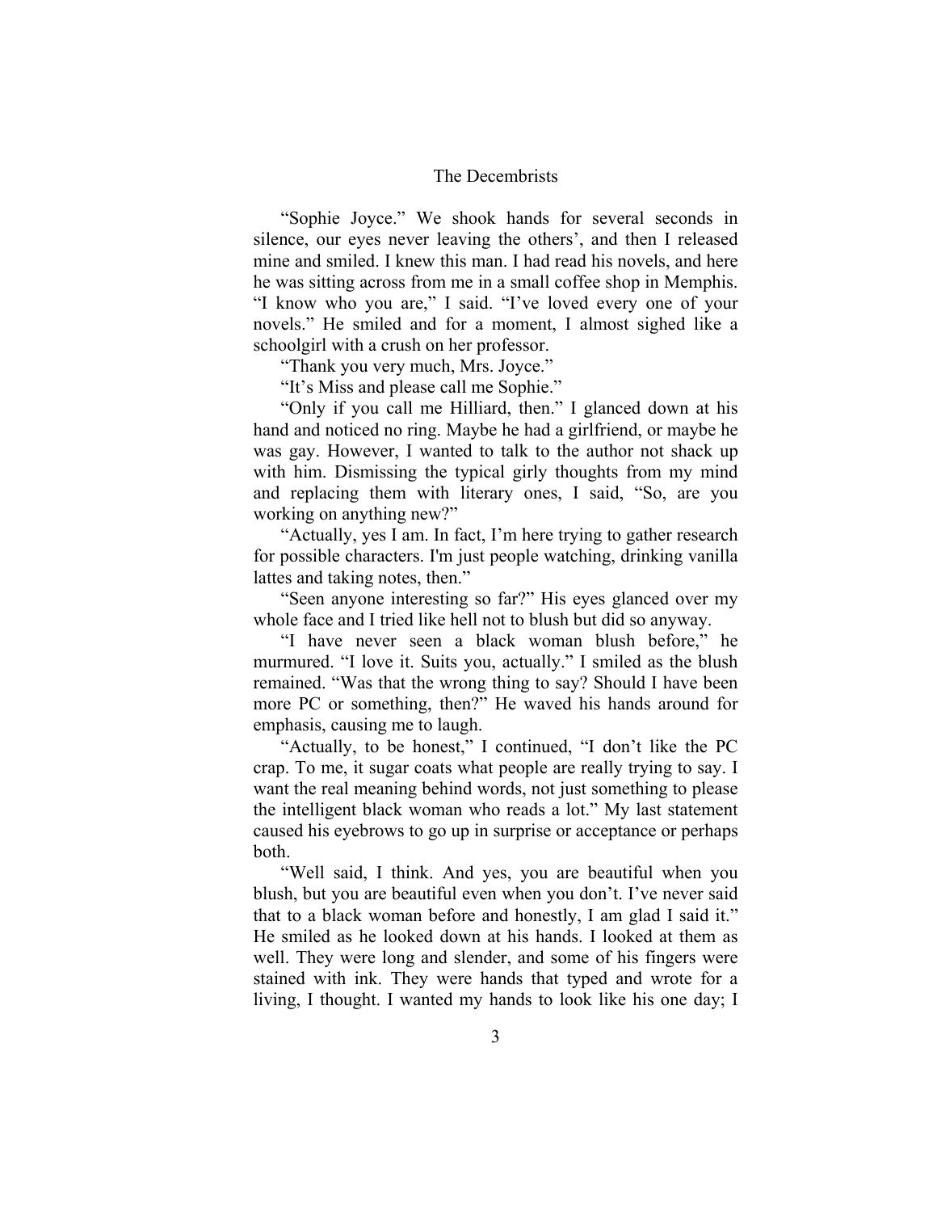"Sophie Joyce." We shook hands for several seconds in silence, our eyes never leaving the others', and then I released mine and smiled. I knew this man. I had read his novels, and here he was sitting across from me in a small coffee shop in Memphis. "I know who you are," I said. "I've loved every one of your novels." He smiled and for a moment, I almost sighed like a schoolgirl with a crush on her professor.

"Thank you very much, Mrs. Joyce."

"It's Miss and please call me Sophie."

"Only if you call me Hilliard, then." I glanced down at his hand and noticed no ring. Maybe he had a girlfriend, or maybe he was gay. However, I wanted to talk to the author not shack up with him. Dismissing the typical girly thoughts from my mind and replacing them with literary ones, I said, "So, are you working on anything new?"

"Actually, yes I am. In fact, I'm here trying to gather research for possible characters. I'm just people watching, drinking vanilla lattes and taking notes, then."

"Seen anyone interesting so far?" His eyes glanced over my whole face and I tried like hell not to blush but did so anyway.

"I have never seen a black woman blush before," he murmured. "I love it. Suits you, actually." I smiled as the blush remained. "Was that the wrong thing to say? Should I have been more PC or something, then?" He waved his hands around for emphasis, causing me to laugh.

"Actually, to be honest," I continued, "I don't like the PC crap. To me, it sugar coats what people are really trying to say. I want the real meaning behind words, not just something to please the intelligent black woman who reads a lot." My last statement caused his eyebrows to go up in surprise or acceptance or perhaps both.

"Well said, I think. And yes, you are beautiful when you blush, but you are beautiful even when you don't. I've never said that to a black woman before and honestly, I am glad I said it." He smiled as he looked down at his hands. I looked at them as well. They were long and slender, and some of his fingers were stained with ink. They were hands that typed and wrote for a living, I thought. I wanted my hands to look like his one day; I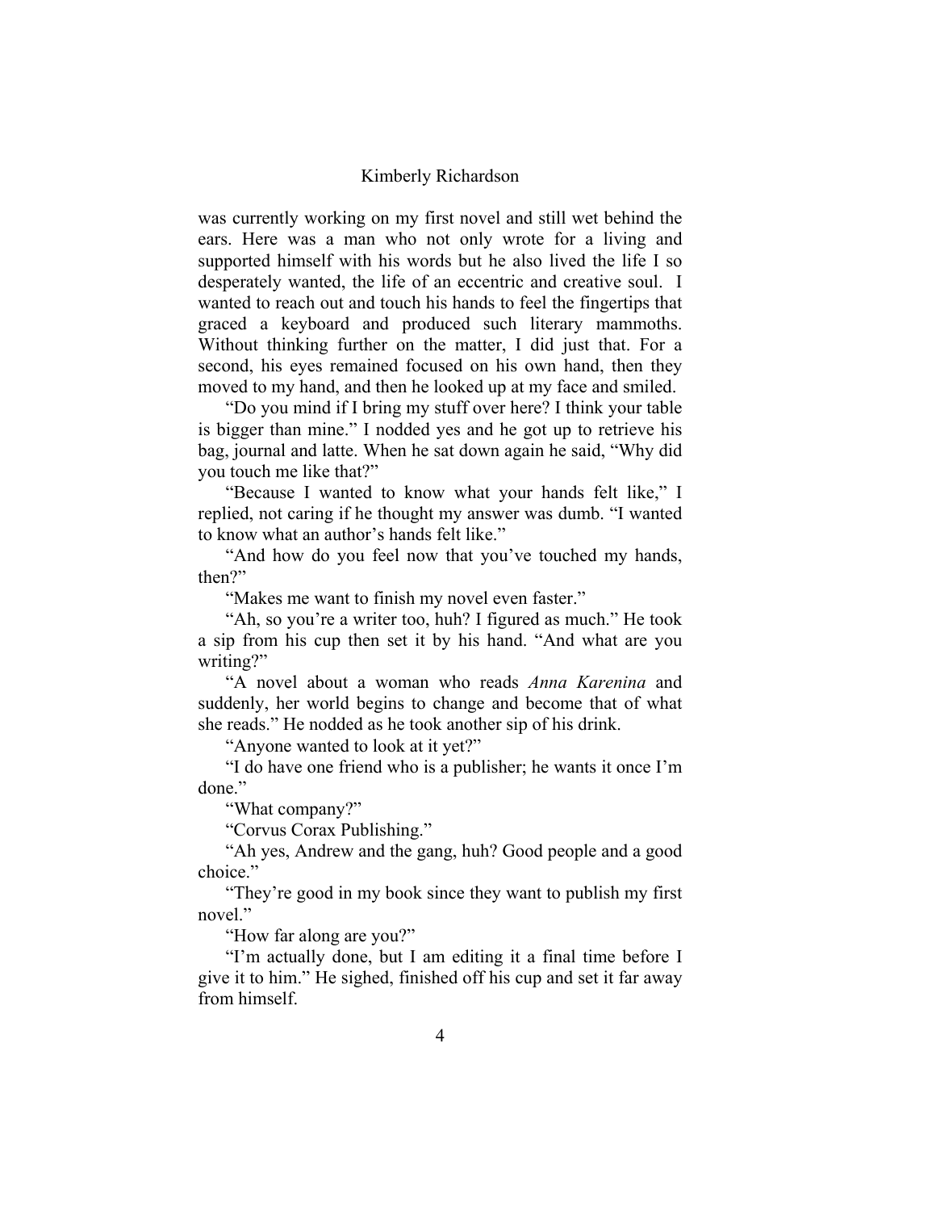was currently working on my first novel and still wet behind the ears. Here was a man who not only wrote for a living and supported himself with his words but he also lived the life I so desperately wanted, the life of an eccentric and creative soul. I wanted to reach out and touch his hands to feel the fingertips that graced a keyboard and produced such literary mammoths. Without thinking further on the matter, I did just that. For a second, his eyes remained focused on his own hand, then they moved to my hand, and then he looked up at my face and smiled.

"Do you mind if I bring my stuff over here? I think your table is bigger than mine." I nodded yes and he got up to retrieve his bag, journal and latte. When he sat down again he said, "Why did you touch me like that?"

"Because I wanted to know what your hands felt like," I replied, not caring if he thought my answer was dumb. "I wanted to know what an author's hands felt like."

"And how do you feel now that you've touched my hands, then?"

"Makes me want to finish my novel even faster."

"Ah, so you're a writer too, huh? I figured as much." He took a sip from his cup then set it by his hand. "And what are you writing?"

"A novel about a woman who reads *Anna Karenina* and suddenly, her world begins to change and become that of what she reads." He nodded as he took another sip of his drink.

"Anyone wanted to look at it yet?"

"I do have one friend who is a publisher; he wants it once I'm done."

"What company?"

"Corvus Corax Publishing."

"Ah yes, Andrew and the gang, huh? Good people and a good choice."

"They're good in my book since they want to publish my first novel."

"How far along are you?"

"I'm actually done, but I am editing it a final time before I give it to him." He sighed, finished off his cup and set it far away from himself.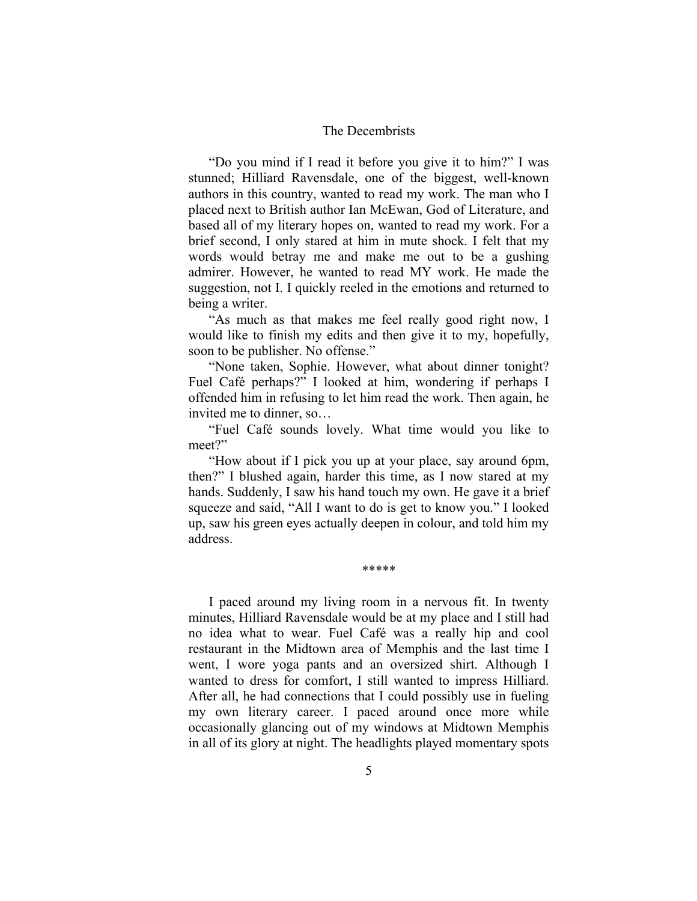"Do you mind if I read it before you give it to him?" I was stunned; Hilliard Ravensdale, one of the biggest, well-known authors in this country, wanted to read my work. The man who I placed next to British author Ian McEwan, God of Literature, and based all of my literary hopes on, wanted to read my work. For a brief second, I only stared at him in mute shock. I felt that my words would betray me and make me out to be a gushing admirer. However, he wanted to read MY work. He made the suggestion, not I. I quickly reeled in the emotions and returned to being a writer.

"As much as that makes me feel really good right now, I would like to finish my edits and then give it to my, hopefully, soon to be publisher. No offense."

"None taken, Sophie. However, what about dinner tonight? Fuel Café perhaps?" I looked at him, wondering if perhaps I offended him in refusing to let him read the work. Then again, he invited me to dinner, so…

"Fuel Café sounds lovely. What time would you like to meet?"

"How about if I pick you up at your place, say around 6pm, then?" I blushed again, harder this time, as I now stared at my hands. Suddenly, I saw his hand touch my own. He gave it a brief squeeze and said, "All I want to do is get to know you." I looked up, saw his green eyes actually deepen in colour, and told him my address.

*****

I paced around my living room in a nervous fit. In twenty minutes, Hilliard Ravensdale would be at my place and I still had no idea what to wear. Fuel Café was a really hip and cool restaurant in the Midtown area of Memphis and the last time I went, I wore yoga pants and an oversized shirt. Although I wanted to dress for comfort, I still wanted to impress Hilliard. After all, he had connections that I could possibly use in fueling my own literary career. I paced around once more while occasionally glancing out of my windows at Midtown Memphis in all of its glory at night. The headlights played momentary spots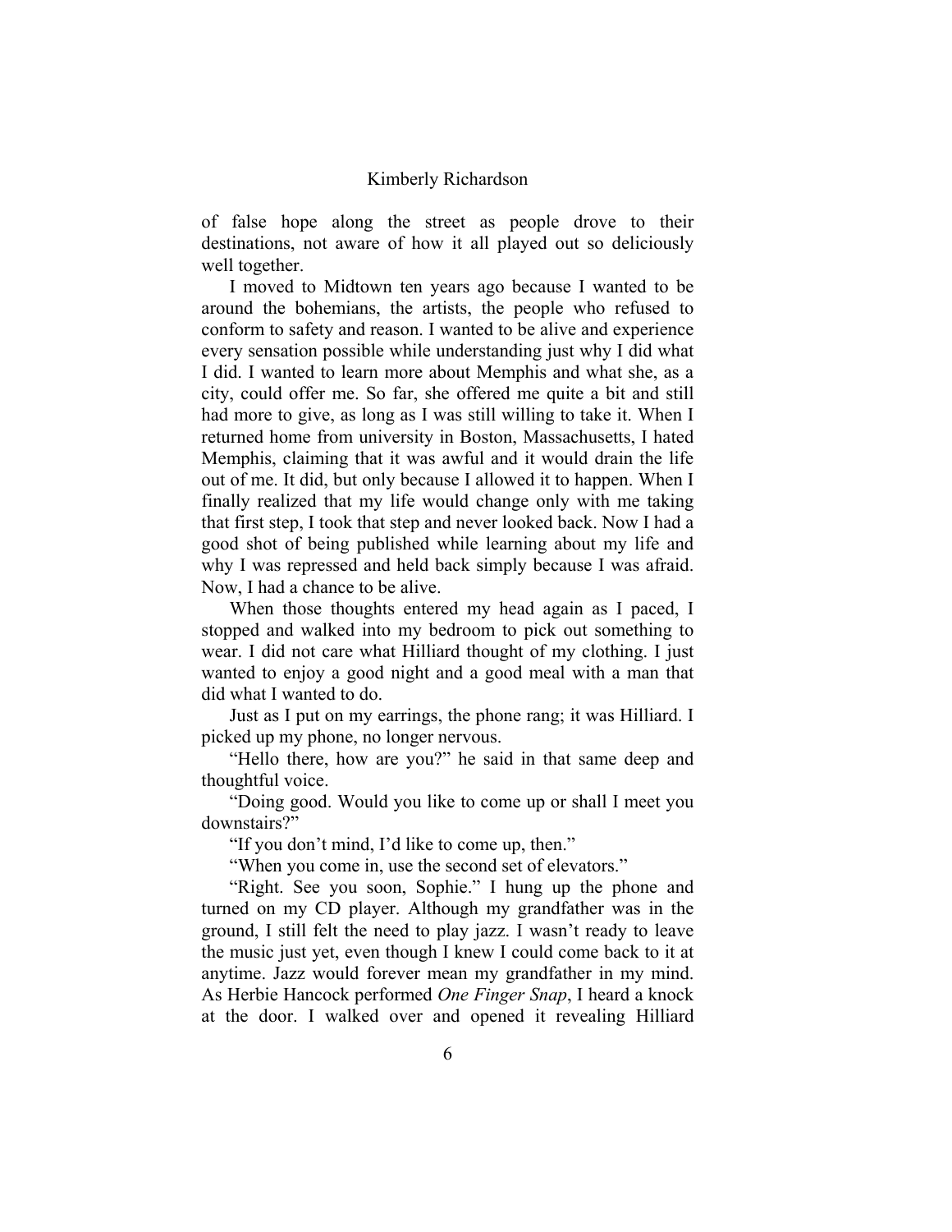of false hope along the street as people drove to their destinations, not aware of how it all played out so deliciously well together.

I moved to Midtown ten years ago because I wanted to be around the bohemians, the artists, the people who refused to conform to safety and reason. I wanted to be alive and experience every sensation possible while understanding just why I did what I did. I wanted to learn more about Memphis and what she, as a city, could offer me. So far, she offered me quite a bit and still had more to give, as long as I was still willing to take it. When I returned home from university in Boston, Massachusetts, I hated Memphis, claiming that it was awful and it would drain the life out of me. It did, but only because I allowed it to happen. When I finally realized that my life would change only with me taking that first step, I took that step and never looked back. Now I had a good shot of being published while learning about my life and why I was repressed and held back simply because I was afraid. Now, I had a chance to be alive.

When those thoughts entered my head again as I paced, I stopped and walked into my bedroom to pick out something to wear. I did not care what Hilliard thought of my clothing. I just wanted to enjoy a good night and a good meal with a man that did what I wanted to do.

Just as I put on my earrings, the phone rang; it was Hilliard. I picked up my phone, no longer nervous.

"Hello there, how are you?" he said in that same deep and thoughtful voice.

"Doing good. Would you like to come up or shall I meet you downstairs?"

"If you don't mind, I'd like to come up, then."

"When you come in, use the second set of elevators."

"Right. See you soon, Sophie." I hung up the phone and turned on my CD player. Although my grandfather was in the ground, I still felt the need to play jazz. I wasn't ready to leave the music just yet, even though I knew I could come back to it at anytime. Jazz would forever mean my grandfather in my mind. As Herbie Hancock performed *One Finger Snap*, I heard a knock at the door. I walked over and opened it revealing Hilliard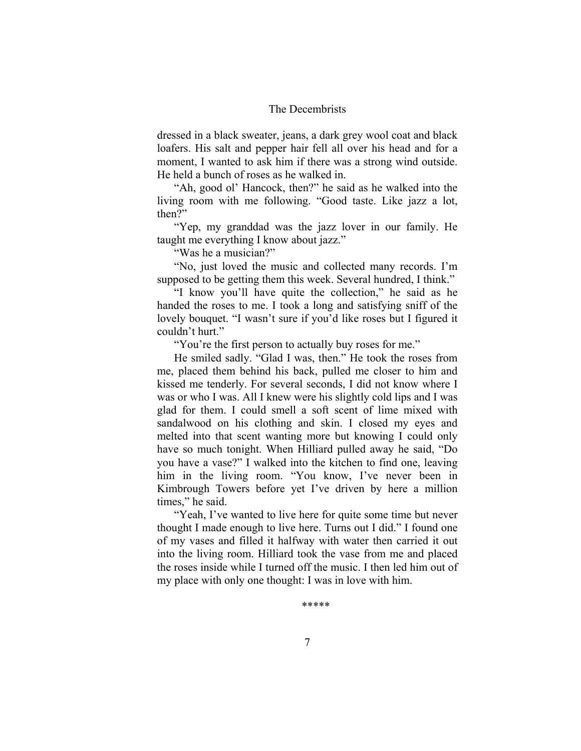dressed in a black sweater, jeans, a dark grey wool coat and black loafers. His salt and pepper hair fell all over his head and for a moment, I wanted to ask him if there was a strong wind outside. He held a bunch of roses as he walked in.

"Ah, good ol' Hancock, then?" he said as he walked into the living room with me following. "Good taste. Like jazz a lot, then?"

"Yep, my granddad was the jazz lover in our family. He taught me everything I know about jazz."

"Was he a musician?"

"No, just loved the music and collected many records. I'm supposed to be getting them this week. Several hundred, I think."

"I know you'll have quite the collection," he said as he handed the roses to me. I took a long and satisfying sniff of the lovely bouquet. "I wasn't sure if you'd like roses but I figured it couldn't hurt."

"You're the first person to actually buy roses for me."

He smiled sadly. "Glad I was, then." He took the roses from me, placed them behind his back, pulled me closer to him and kissed me tenderly. For several seconds, I did not know where I was or who I was. All I knew were his slightly cold lips and I was glad for them. I could smell a soft scent of lime mixed with sandalwood on his clothing and skin. I closed my eyes and melted into that scent wanting more but knowing I could only have so much tonight. When Hilliard pulled away he said, "Do you have a vase?" I walked into the kitchen to find one, leaving him in the living room. "You know, I've never been in Kimbrough Towers before yet I've driven by here a million times," he said.

"Yeah, I've wanted to live here for quite some time but never thought I made enough to live here. Turns out I did." I found one of my vases and filled it halfway with water then carried it out into the living room. Hilliard took the vase from me and placed the roses inside while I turned off the music. I then led him out of my place with only one thought: I was in love with him.

*****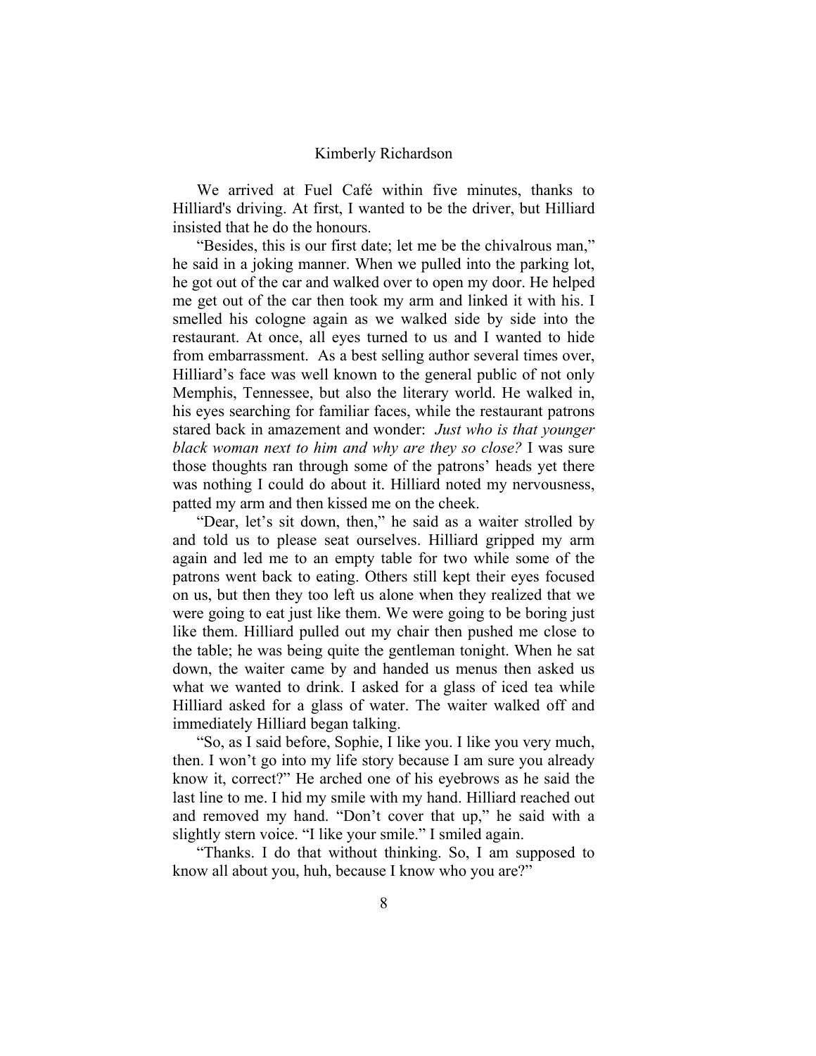We arrived at Fuel Café within five minutes, thanks to Hilliard's driving. At first, I wanted to be the driver, but Hilliard insisted that he do the honours.

"Besides, this is our first date; let me be the chivalrous man," he said in a joking manner. When we pulled into the parking lot, he got out of the car and walked over to open my door. He helped me get out of the car then took my arm and linked it with his. I smelled his cologne again as we walked side by side into the restaurant. At once, all eyes turned to us and I wanted to hide from embarrassment. As a best selling author several times over, Hilliard's face was well known to the general public of not only Memphis, Tennessee, but also the literary world. He walked in, his eyes searching for familiar faces, while the restaurant patrons stared back in amazement and wonder: *Just who is that younger black woman next to him and why are they so close?* I was sure those thoughts ran through some of the patrons' heads yet there was nothing I could do about it. Hilliard noted my nervousness, patted my arm and then kissed me on the cheek.

"Dear, let's sit down, then," he said as a waiter strolled by and told us to please seat ourselves. Hilliard gripped my arm again and led me to an empty table for two while some of the patrons went back to eating. Others still kept their eyes focused on us, but then they too left us alone when they realized that we were going to eat just like them. We were going to be boring just like them. Hilliard pulled out my chair then pushed me close to the table; he was being quite the gentleman tonight. When he sat down, the waiter came by and handed us menus then asked us what we wanted to drink. I asked for a glass of iced tea while Hilliard asked for a glass of water. The waiter walked off and immediately Hilliard began talking.

"So, as I said before, Sophie, I like you. I like you very much, then. I won't go into my life story because I am sure you already know it, correct?" He arched one of his eyebrows as he said the last line to me. I hid my smile with my hand. Hilliard reached out and removed my hand. "Don't cover that up," he said with a slightly stern voice. "I like your smile." I smiled again.

"Thanks. I do that without thinking. So, I am supposed to know all about you, huh, because I know who you are?"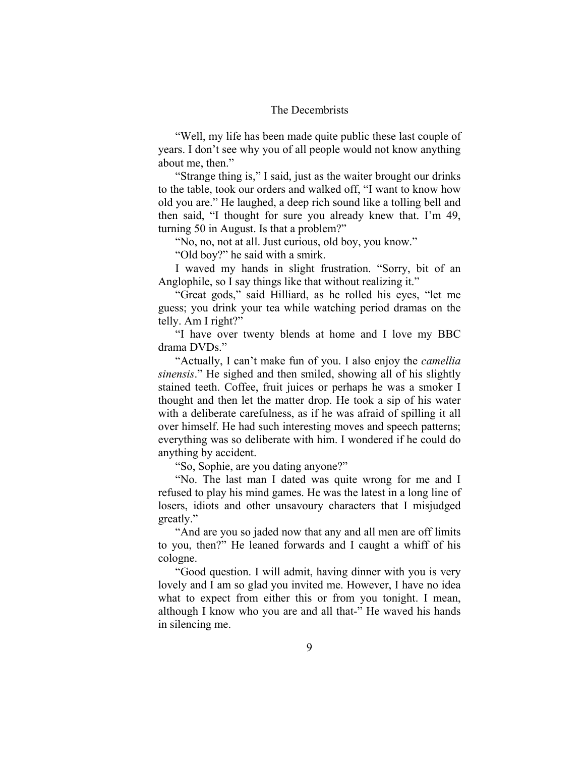"Well, my life has been made quite public these last couple of years. I don't see why you of all people would not know anything about me, then."

"Strange thing is," I said, just as the waiter brought our drinks to the table, took our orders and walked off, "I want to know how old you are." He laughed, a deep rich sound like a tolling bell and then said, "I thought for sure you already knew that. I'm 49, turning 50 in August. Is that a problem?"

"No, no, not at all. Just curious, old boy, you know."

"Old boy?" he said with a smirk.

I waved my hands in slight frustration. "Sorry, bit of an Anglophile, so I say things like that without realizing it."

"Great gods," said Hilliard, as he rolled his eyes, "let me guess; you drink your tea while watching period dramas on the telly. Am I right?"

"I have over twenty blends at home and I love my BBC drama DVDs."

"Actually, I can't make fun of you. I also enjoy the *camellia sinensis*." He sighed and then smiled, showing all of his slightly stained teeth. Coffee, fruit juices or perhaps he was a smoker I thought and then let the matter drop. He took a sip of his water with a deliberate carefulness, as if he was afraid of spilling it all over himself. He had such interesting moves and speech patterns; everything was so deliberate with him. I wondered if he could do anything by accident.

"So, Sophie, are you dating anyone?"

"No. The last man I dated was quite wrong for me and I refused to play his mind games. He was the latest in a long line of losers, idiots and other unsavoury characters that I misjudged greatly."

"And are you so jaded now that any and all men are off limits to you, then?" He leaned forwards and I caught a whiff of his cologne.

"Good question. I will admit, having dinner with you is very lovely and I am so glad you invited me. However, I have no idea what to expect from either this or from you tonight. I mean, although I know who you are and all that-" He waved his hands in silencing me.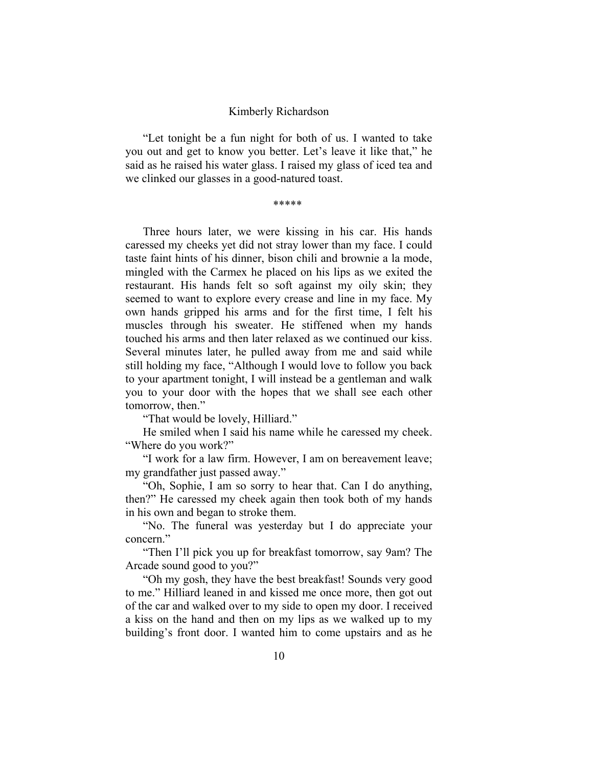"Let tonight be a fun night for both of us. I wanted to take you out and get to know you better. Let's leave it like that," he said as he raised his water glass. I raised my glass of iced tea and we clinked our glasses in a good-natured toast.

*****

Three hours later, we were kissing in his car. His hands caressed my cheeks yet did not stray lower than my face. I could taste faint hints of his dinner, bison chili and brownie a la mode, mingled with the Carmex he placed on his lips as we exited the restaurant. His hands felt so soft against my oily skin; they seemed to want to explore every crease and line in my face. My own hands gripped his arms and for the first time, I felt his muscles through his sweater. He stiffened when my hands touched his arms and then later relaxed as we continued our kiss. Several minutes later, he pulled away from me and said while still holding my face, "Although I would love to follow you back to your apartment tonight, I will instead be a gentleman and walk you to your door with the hopes that we shall see each other tomorrow, then."

"That would be lovely, Hilliard."

He smiled when I said his name while he caressed my cheek. "Where do you work?"

"I work for a law firm. However, I am on bereavement leave; my grandfather just passed away."

"Oh, Sophie, I am so sorry to hear that. Can I do anything, then?" He caressed my cheek again then took both of my hands in his own and began to stroke them.

"No. The funeral was yesterday but I do appreciate your concern."

"Then I'll pick you up for breakfast tomorrow, say 9am? The Arcade sound good to you?"

"Oh my gosh, they have the best breakfast! Sounds very good to me." Hilliard leaned in and kissed me once more, then got out of the car and walked over to my side to open my door. I received a kiss on the hand and then on my lips as we walked up to my building's front door. I wanted him to come upstairs and as he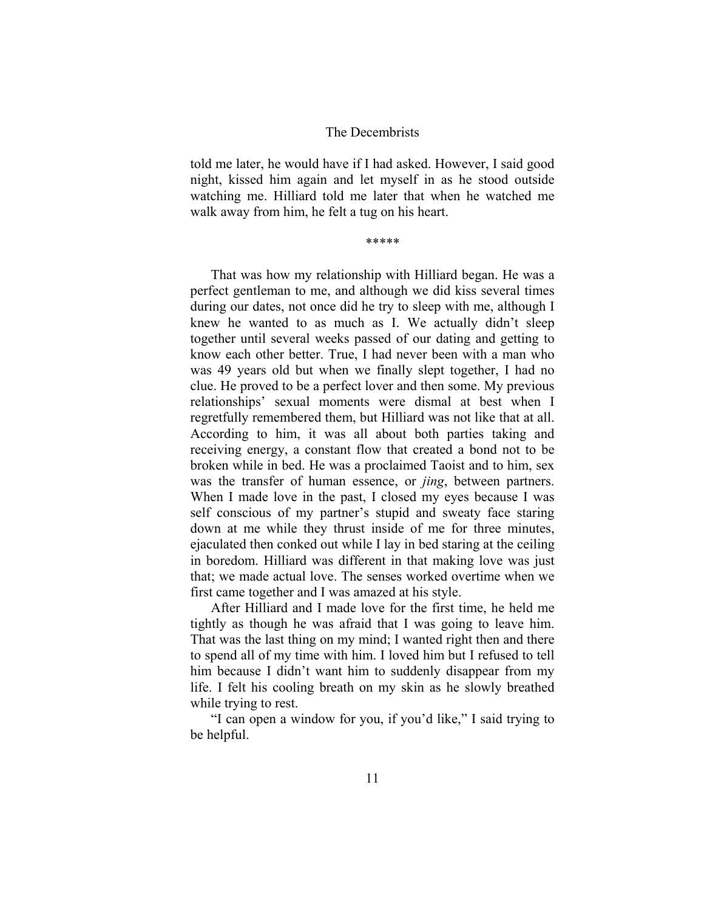told me later, he would have if I had asked. However, I said good night, kissed him again and let myself in as he stood outside watching me. Hilliard told me later that when he watched me walk away from him, he felt a tug on his heart.

*****

That was how my relationship with Hilliard began. He was a perfect gentleman to me, and although we did kiss several times during our dates, not once did he try to sleep with me, although I knew he wanted to as much as I. We actually didn't sleep together until several weeks passed of our dating and getting to know each other better. True, I had never been with a man who was 49 years old but when we finally slept together, I had no clue. He proved to be a perfect lover and then some. My previous relationships' sexual moments were dismal at best when I regretfully remembered them, but Hilliard was not like that at all. According to him, it was all about both parties taking and receiving energy, a constant flow that created a bond not to be broken while in bed. He was a proclaimed Taoist and to him, sex was the transfer of human essence, or *jing*, between partners. When I made love in the past, I closed my eyes because I was self conscious of my partner's stupid and sweaty face staring down at me while they thrust inside of me for three minutes, ejaculated then conked out while I lay in bed staring at the ceiling in boredom. Hilliard was different in that making love was just that; we made actual love. The senses worked overtime when we first came together and I was amazed at his style.

After Hilliard and I made love for the first time, he held me tightly as though he was afraid that I was going to leave him. That was the last thing on my mind; I wanted right then and there to spend all of my time with him. I loved him but I refused to tell him because I didn't want him to suddenly disappear from my life. I felt his cooling breath on my skin as he slowly breathed while trying to rest.

"I can open a window for you, if you'd like," I said trying to be helpful.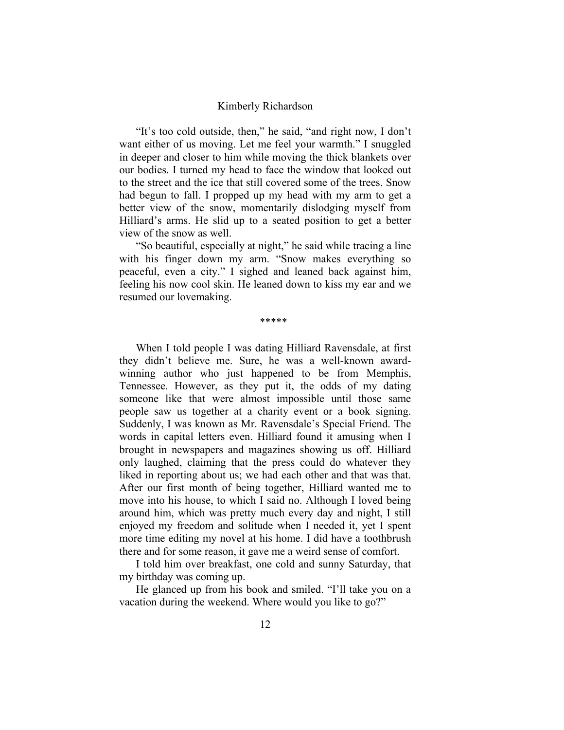"It's too cold outside, then," he said, "and right now, I don't want either of us moving. Let me feel your warmth." I snuggled in deeper and closer to him while moving the thick blankets over our bodies. I turned my head to face the window that looked out to the street and the ice that still covered some of the trees. Snow had begun to fall. I propped up my head with my arm to get a better view of the snow, momentarily dislodging myself from Hilliard's arms. He slid up to a seated position to get a better view of the snow as well.

"So beautiful, especially at night," he said while tracing a line with his finger down my arm. "Snow makes everything so peaceful, even a city." I sighed and leaned back against him, feeling his now cool skin. He leaned down to kiss my ear and we resumed our lovemaking.

*****

When I told people I was dating Hilliard Ravensdale, at first they didn't believe me. Sure, he was a well-known award-winning author who just happened to be from Memphis, Tennessee. However, as they put it, the odds of my dating someone like that were almost impossible until those same people saw us together at a charity event or a book signing. Suddenly, I was known as Mr. Ravensdale's Special Friend. The words in capital letters even. Hilliard found it amusing when I brought in newspapers and magazines showing us off. Hilliard only laughed, claiming that the press could do whatever they liked in reporting about us; we had each other and that was that. After our first month of being together, Hilliard wanted me to move into his house, to which I said no. Although I loved being around him, which was pretty much every day and night, I still enjoyed my freedom and solitude when I needed it, yet I spent more time editing my novel at his home. I did have a toothbrush there and for some reason, it gave me a weird sense of comfort.

I told him over breakfast, one cold and sunny Saturday, that my birthday was coming up.

He glanced up from his book and smiled. "I'll take you on a vacation during the weekend. Where would you like to go?"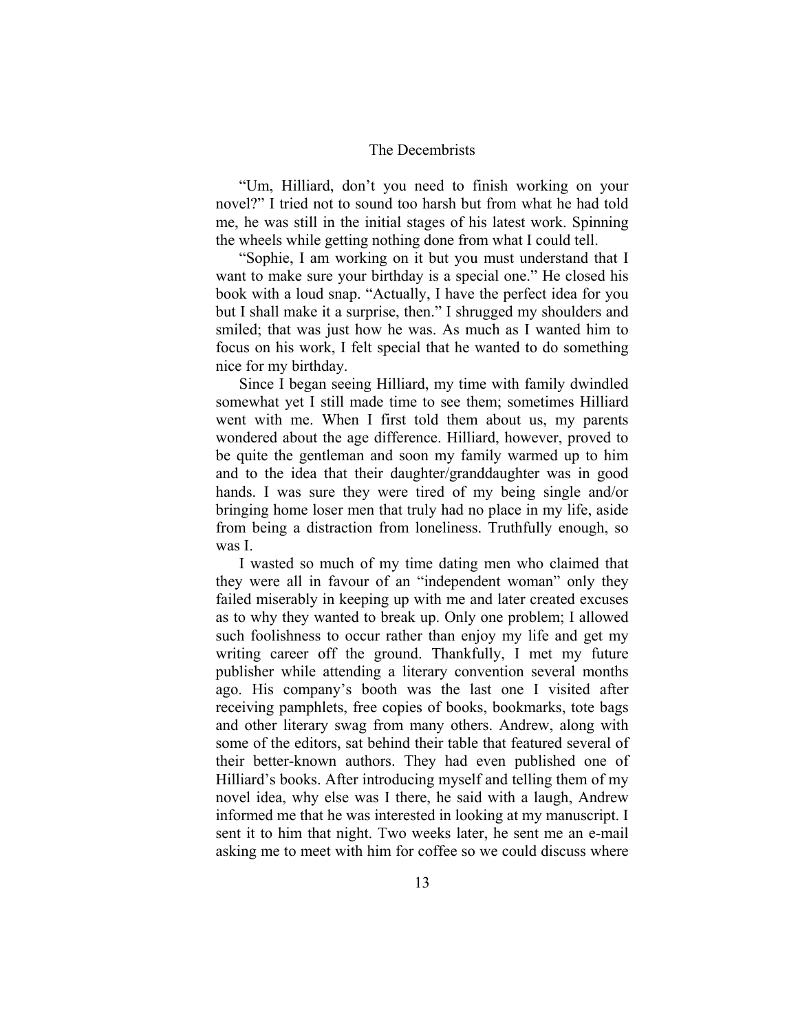"Um, Hilliard, don't you need to finish working on your novel?" I tried not to sound too harsh but from what he had told me, he was still in the initial stages of his latest work. Spinning the wheels while getting nothing done from what I could tell.

"Sophie, I am working on it but you must understand that I want to make sure your birthday is a special one." He closed his book with a loud snap. "Actually, I have the perfect idea for you but I shall make it a surprise, then." I shrugged my shoulders and smiled; that was just how he was. As much as I wanted him to focus on his work, I felt special that he wanted to do something nice for my birthday.

Since I began seeing Hilliard, my time with family dwindled somewhat yet I still made time to see them; sometimes Hilliard went with me. When I first told them about us, my parents wondered about the age difference. Hilliard, however, proved to be quite the gentleman and soon my family warmed up to him and to the idea that their daughter/granddaughter was in good hands. I was sure they were tired of my being single and/or bringing home loser men that truly had no place in my life, aside from being a distraction from loneliness. Truthfully enough, so was I.

I wasted so much of my time dating men who claimed that they were all in favour of an "independent woman" only they failed miserably in keeping up with me and later created excuses as to why they wanted to break up. Only one problem; I allowed such foolishness to occur rather than enjoy my life and get my writing career off the ground. Thankfully, I met my future publisher while attending a literary convention several months ago. His company's booth was the last one I visited after receiving pamphlets, free copies of books, bookmarks, tote bags and other literary swag from many others. Andrew, along with some of the editors, sat behind their table that featured several of their better-known authors. They had even published one of Hilliard's books. After introducing myself and telling them of my novel idea, why else was I there, he said with a laugh, Andrew informed me that he was interested in looking at my manuscript. I sent it to him that night. Two weeks later, he sent me an e-mail asking me to meet with him for coffee so we could discuss where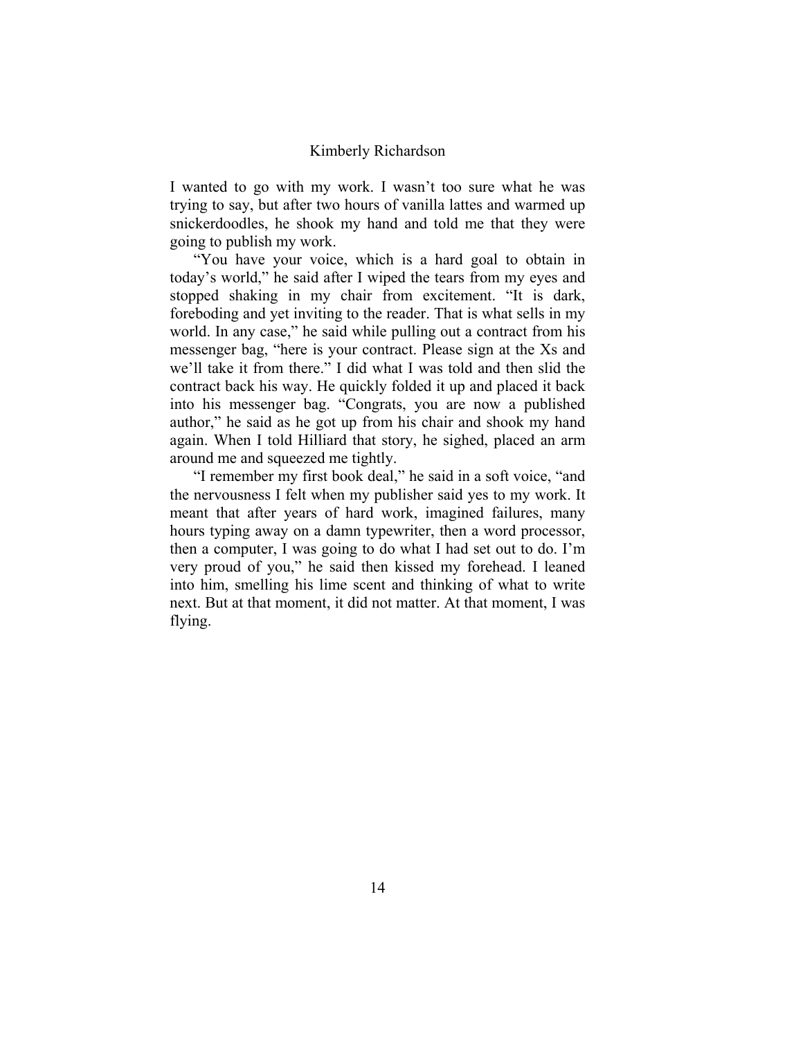I wanted to go with my work. I wasn't too sure what he was trying to say, but after two hours of vanilla lattes and warmed up snickerdoodles, he shook my hand and told me that they were going to publish my work.

"You have your voice, which is a hard goal to obtain in today's world," he said after I wiped the tears from my eyes and stopped shaking in my chair from excitement. "It is dark, foreboding and yet inviting to the reader. That is what sells in my world. In any case," he said while pulling out a contract from his messenger bag, "here is your contract. Please sign at the Xs and we'll take it from there." I did what I was told and then slid the contract back his way. He quickly folded it up and placed it back into his messenger bag. "Congrats, you are now a published author," he said as he got up from his chair and shook my hand again. When I told Hilliard that story, he sighed, placed an arm around me and squeezed me tightly.

"I remember my first book deal," he said in a soft voice, "and the nervousness I felt when my publisher said yes to my work. It meant that after years of hard work, imagined failures, many hours typing away on a damn typewriter, then a word processor, then a computer, I was going to do what I had set out to do. I'm very proud of you," he said then kissed my forehead. I leaned into him, smelling his lime scent and thinking of what to write next. But at that moment, it did not matter. At that moment, I was flying.